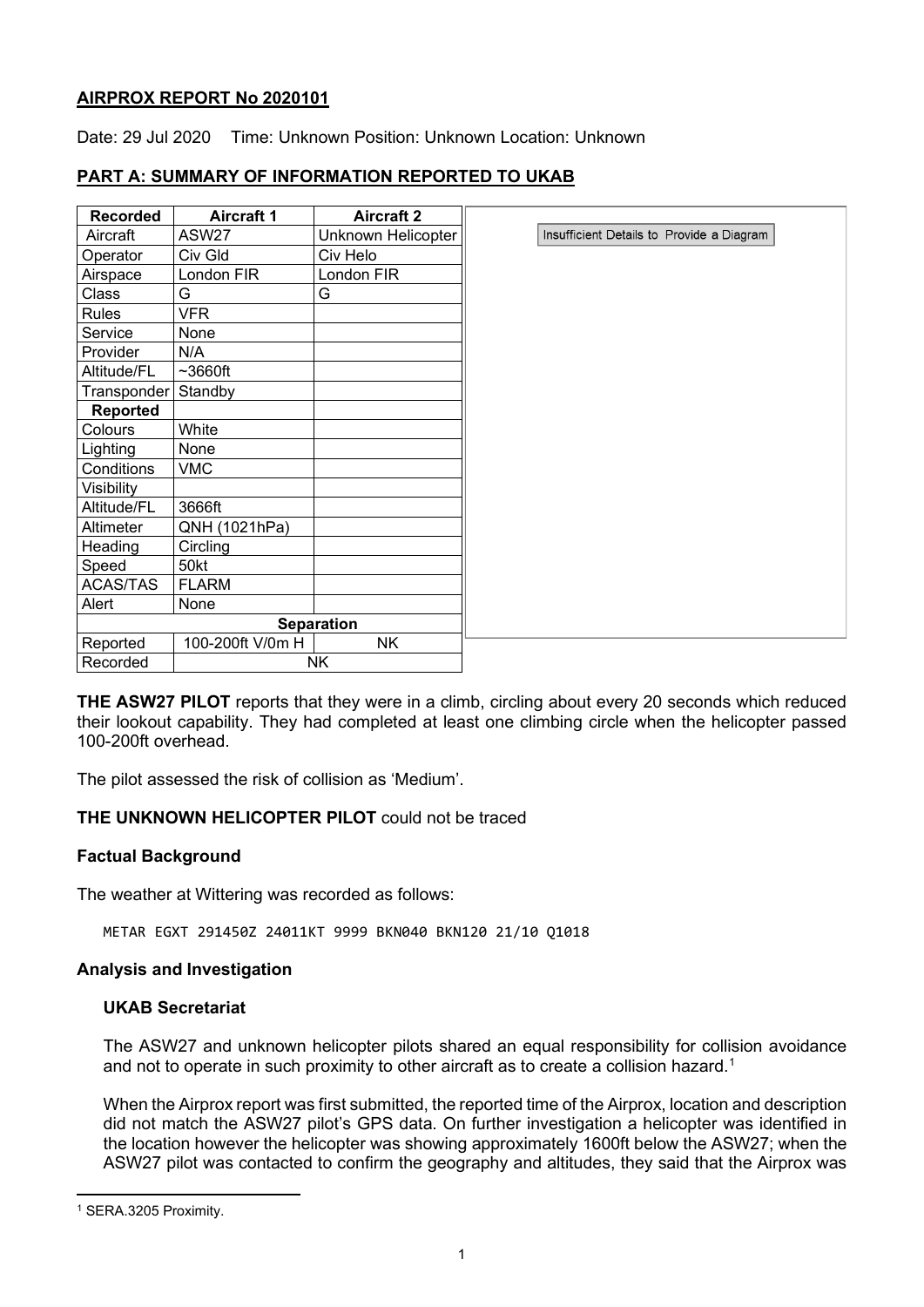**AIRPROX REPORT No 2020101**

Date: 29 Jul 2020 Time: Unknown Position: Unknown Location: Unknown

## PART A: SUMMARY OF INFORMATION REPORTED TO UKAB

| Recorded | Aircraft 1 | Aircraft 2 |
|---|---|---|
| Aircraft | ASW27 | Unknown Helicopter |
| Operator | Civ Gld | Civ Helo |
| Airspace | London FIR | London FIR |
| Class | G | G |
| Rules | VFR | |
| Service | None | |
| Provider | N/A | |
| Altitude/FL | ~3660ft | |
| Transponder | Standby | |
| **Reported** | | |
| Colours | White | |
| Lighting | None | |
| Conditions | VMC | |
| Visibility | | |
| Altitude/FL | 3666ft | |
| Altimeter | QNH (1021hPa) | |
| Heading | Circling | |
| Speed | 50kt | |
| ACAS/TAS | FLARM | |
| Alert | None | |
| **Separation** | | |
| Reported | 100-200ft V/0m H | NK |
| Recorded | NK | |

Insufficient Details to Provide a Diagram

**THE ASW27 PILOT** reports that they were in a climb, circling about every 20 seconds which reduced their lookout capability. They had completed at least one climbing circle when the helicopter passed 100-200ft overhead.

The pilot assessed the risk of collision as 'Medium'.

**THE UNKNOWN HELICOPTER PILOT** could not be traced

### Factual Background

The weather at Wittering was recorded as follows:

```
METAR EGXT 291450Z 24011KT 9999 BKN040 BKN120 21/10 Q1018
```

### Analysis and Investigation

#### UKAB Secretariat

The ASW27 and unknown helicopter pilots shared an equal responsibility for collision avoidance and not to operate in such proximity to other aircraft as to create a collision hazard.[1]

When the Airprox report was first submitted, the reported time of the Airprox, location and description did not match the ASW27 pilot's GPS data. On further investigation a helicopter was identified in the location however the helicopter was showing approximately 1600ft below the ASW27; when the ASW27 pilot was contacted to confirm the geography and altitudes, they said that the Airprox was

[1] SERA.3205 Proximity.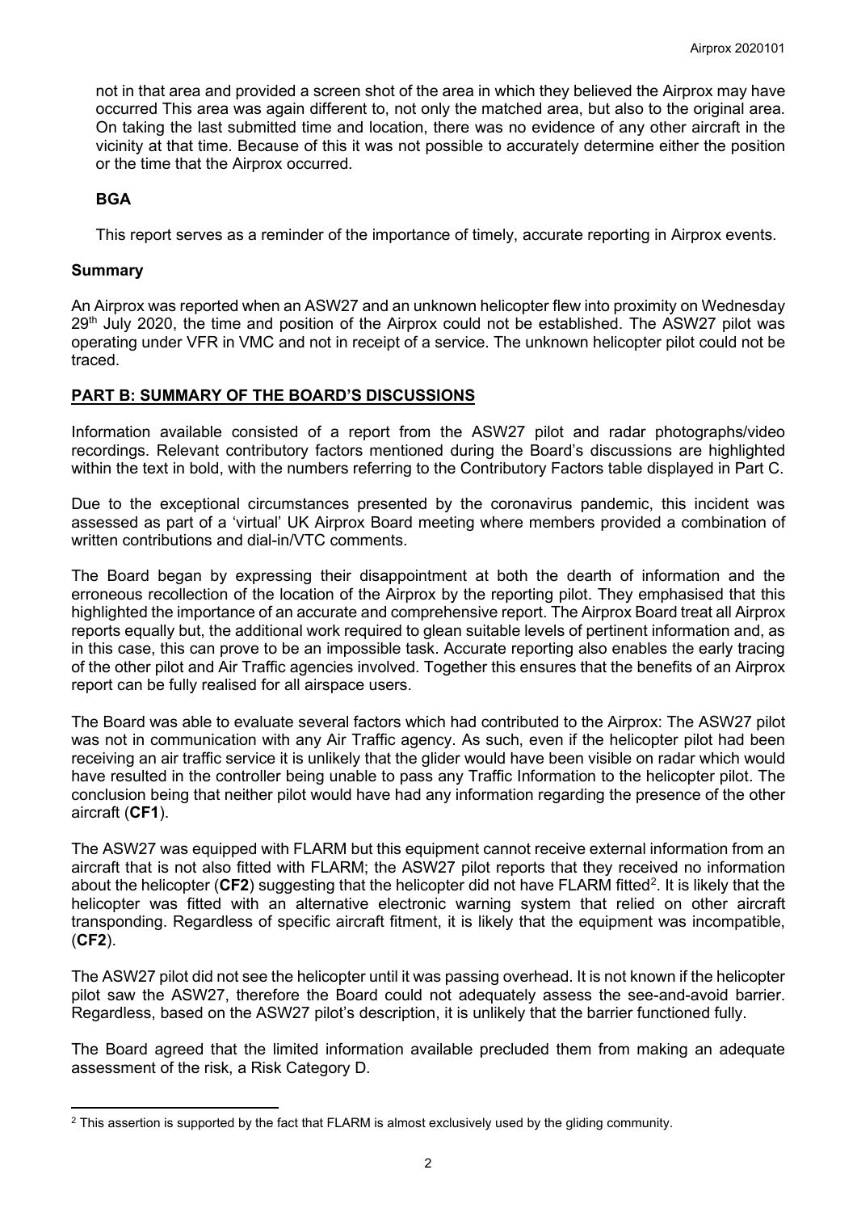not in that area and provided a screen shot of the area in which they believed the Airprox may have occurred This area was again different to, not only the matched area, but also to the original area. On taking the last submitted time and location, there was no evidence of any other aircraft in the vicinity at that time. Because of this it was not possible to accurately determine either the position or the time that the Airprox occurred.

**BGA**

This report serves as a reminder of the importance of timely, accurate reporting in Airprox events.

**Summary**

An Airprox was reported when an ASW27 and an unknown helicopter flew into proximity on Wednesday 29th July 2020, the time and position of the Airprox could not be established. The ASW27 pilot was operating under VFR in VMC and not in receipt of a service. The unknown helicopter pilot could not be traced.

**PART B: SUMMARY OF THE BOARD'S DISCUSSIONS**

Information available consisted of a report from the ASW27 pilot and radar photographs/video recordings. Relevant contributory factors mentioned during the Board's discussions are highlighted within the text in bold, with the numbers referring to the Contributory Factors table displayed in Part C.

Due to the exceptional circumstances presented by the coronavirus pandemic, this incident was assessed as part of a 'virtual' UK Airprox Board meeting where members provided a combination of written contributions and dial-in/VTC comments.

The Board began by expressing their disappointment at both the dearth of information and the erroneous recollection of the location of the Airprox by the reporting pilot. They emphasised that this highlighted the importance of an accurate and comprehensive report. The Airprox Board treat all Airprox reports equally but, the additional work required to glean suitable levels of pertinent information and, as in this case, this can prove to be an impossible task. Accurate reporting also enables the early tracing of the other pilot and Air Traffic agencies involved. Together this ensures that the benefits of an Airprox report can be fully realised for all airspace users.

The Board was able to evaluate several factors which had contributed to the Airprox: The ASW27 pilot was not in communication with any Air Traffic agency. As such, even if the helicopter pilot had been receiving an air traffic service it is unlikely that the glider would have been visible on radar which would have resulted in the controller being unable to pass any Traffic Information to the helicopter pilot. The conclusion being that neither pilot would have had any information regarding the presence of the other aircraft (**CF1**).

The ASW27 was equipped with FLARM but this equipment cannot receive external information from an aircraft that is not also fitted with FLARM; the ASW27 pilot reports that they received no information about the helicopter (**CF2**) suggesting that the helicopter did not have FLARM fitted[2]. It is likely that the helicopter was fitted with an alternative electronic warning system that relied on other aircraft transponding. Regardless of specific aircraft fitment, it is likely that the equipment was incompatible, (**CF2**).

The ASW27 pilot did not see the helicopter until it was passing overhead. It is not known if the helicopter pilot saw the ASW27, therefore the Board could not adequately assess the see-and-avoid barrier. Regardless, based on the ASW27 pilot's description, it is unlikely that the barrier functioned fully.

The Board agreed that the limited information available precluded them from making an adequate assessment of the risk, a Risk Category D.

[2] This assertion is supported by the fact that FLARM is almost exclusively used by the gliding community.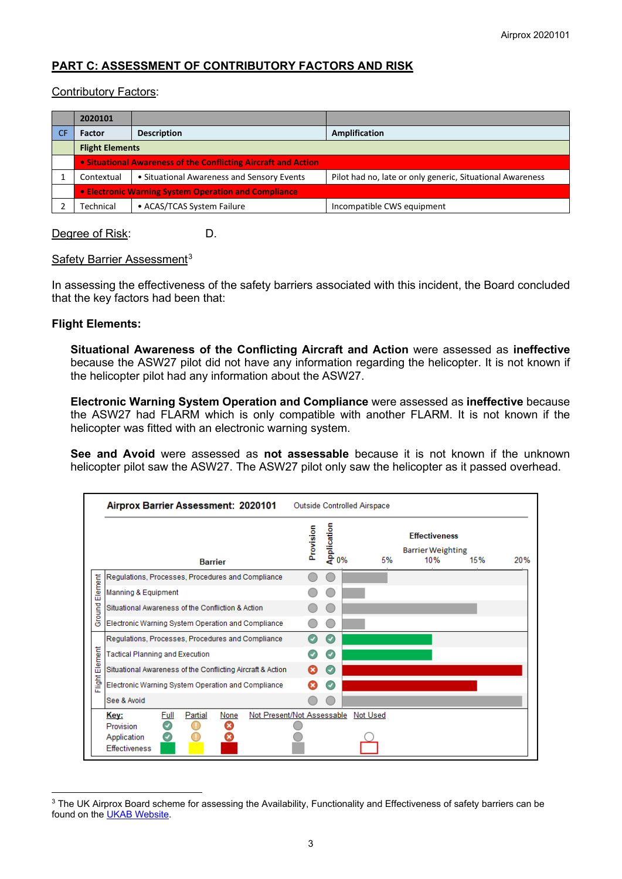## PART C: ASSESSMENT OF CONTRIBUTORY FACTORS AND RISK

Contributory Factors:

| | 2020101 | | |
|---|---|---|---|
| CF | Factor | Description | Amplification |
| | Flight Elements | | |
| | • Situational Awareness of the Conflicting Aircraft and Action | | |
| 1 | Contextual | • Situational Awareness and Sensory Events | Pilot had no, late or only generic, Situational Awareness |
| | • Electronic Warning System Operation and Compliance | | |
| 2 | Technical | • ACAS/TCAS System Failure | Incompatible CWS equipment |

Degree of Risk: D.

Safety Barrier Assessment[3]

In assessing the effectiveness of the safety barriers associated with this incident, the Board concluded that the key factors had been that:

**Flight Elements:**

**Situational Awareness of the Conflicting Aircraft and Action** were assessed as **ineffective** because the ASW27 pilot did not have any information regarding the helicopter. It is not known if the helicopter pilot had any information about the ASW27.

**Electronic Warning System Operation and Compliance** were assessed as **ineffective** because the ASW27 had FLARM which is only compatible with another FLARM. It is not known if the helicopter was fitted with an electronic warning system.

**See and Avoid** were assessed as **not assessable** because it is not known if the unknown helicopter pilot saw the ASW27. The ASW27 pilot only saw the helicopter as it passed overhead.

Airprox Barrier Assessment: 2020101
Outside Controlled Airspace

Barrier
Provision
Application
Effectiveness
Barrier Weighting
0%
5%
10%
15%
20%

Ground Element
Regulations, Processes, Procedures and Compliance
Manning & Equipment
Situational Awareness of the Confliction & Action
Electronic Warning System Operation and Compliance

Flight Element
Regulations, Processes, Procedures and Compliance
Tactical Planning and Execution
Situational Awareness of the Conflicting Aircraft & Action
Electronic Warning System Operation and Compliance
See & Avoid

Key: Full, Partial, None, Not Present/Not Assessable, Not Used
Provision
Application
Effectiveness

[3] The UK Airprox Board scheme for assessing the Availability, Functionality and Effectiveness of safety barriers can be found on the UKAB Website.